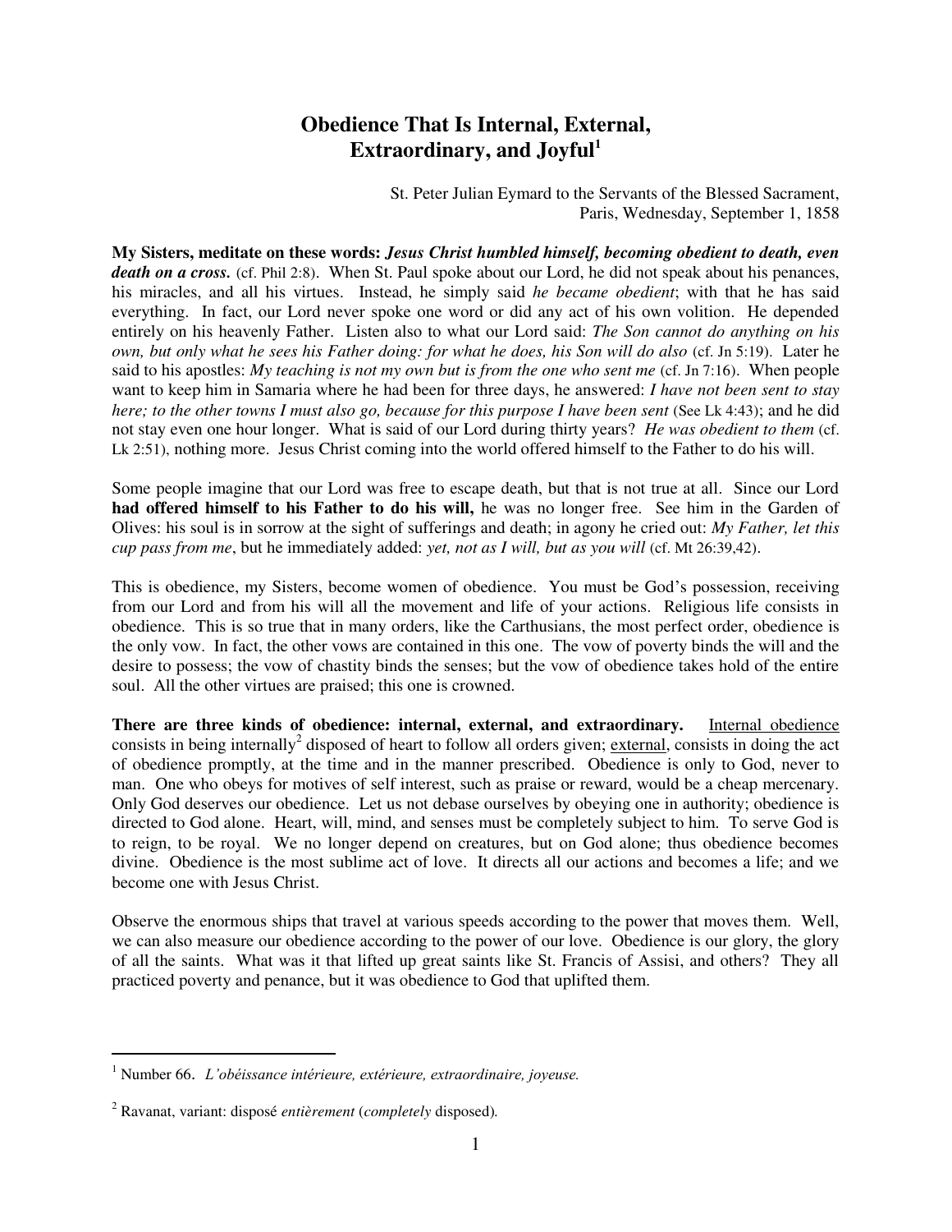# Obedience That Is Internal, External, Extraordinary, and Joyful[1]

St. Peter Julian Eymard to the Servants of the Blessed Sacrament,
Paris, Wednesday, September 1, 1858

**My Sisters, meditate on these words: *Jesus Christ humbled himself, becoming obedient to death, even death on a cross.*** (cf. Phil 2:8). When St. Paul spoke about our Lord, he did not speak about his penances, his miracles, and all his virtues. Instead, he simply said *he became obedient*; with that he has said everything. In fact, our Lord never spoke one word or did any act of his own volition. He depended entirely on his heavenly Father. Listen also to what our Lord said: *The Son cannot do anything on his own, but only what he sees his Father doing: for what he does, his Son will do also* (cf. Jn 5:19). Later he said to his apostles: *My teaching is not my own but is from the one who sent me* (cf. Jn 7:16). When people want to keep him in Samaria where he had been for three days, he answered: *I have not been sent to stay here; to the other towns I must also go, because for this purpose I have been sent* (See Lk 4:43); and he did not stay even one hour longer. What is said of our Lord during thirty years? *He was obedient to them* (cf. Lk 2:51), nothing more. Jesus Christ coming into the world offered himself to the Father to do his will.

Some people imagine that our Lord was free to escape death, but that is not true at all. Since our Lord **had offered himself to his Father to do his will,** he was no longer free. See him in the Garden of Olives: his soul is in sorrow at the sight of sufferings and death; in agony he cried out: *My Father, let this cup pass from me*, but he immediately added: *yet, not as I will, but as you will* (cf. Mt 26:39,42).

This is obedience, my Sisters, become women of obedience. You must be God's possession, receiving from our Lord and from his will all the movement and life of your actions. Religious life consists in obedience. This is so true that in many orders, like the Carthusians, the most perfect order, obedience is the only vow. In fact, the other vows are contained in this one. The vow of poverty binds the will and the desire to possess; the vow of chastity binds the senses; but the vow of obedience takes hold of the entire soul. All the other virtues are praised; this one is crowned.

**There are three kinds of obedience: internal, external, and extraordinary.** Internal obedience consists in being internally[2] disposed of heart to follow all orders given; external, consists in doing the act of obedience promptly, at the time and in the manner prescribed. Obedience is only to God, never to man. One who obeys for motives of self interest, such as praise or reward, would be a cheap mercenary. Only God deserves our obedience. Let us not debase ourselves by obeying one in authority; obedience is directed to God alone. Heart, will, mind, and senses must be completely subject to him. To serve God is to reign, to be royal. We no longer depend on creatures, but on God alone; thus obedience becomes divine. Obedience is the most sublime act of love. It directs all our actions and becomes a life; and we become one with Jesus Christ.

Observe the enormous ships that travel at various speeds according to the power that moves them. Well, we can also measure our obedience according to the power of our love. Obedience is our glory, the glory of all the saints. What was it that lifted up great saints like St. Francis of Assisi, and others? They all practiced poverty and penance, but it was obedience to God that uplifted them.

---

[1] Number 66. *L'obéissance intérieure, extérieure, extraordinaire, joyeuse.*

[2] Ravanat, variant: disposé *entièrement* (*completely* disposed).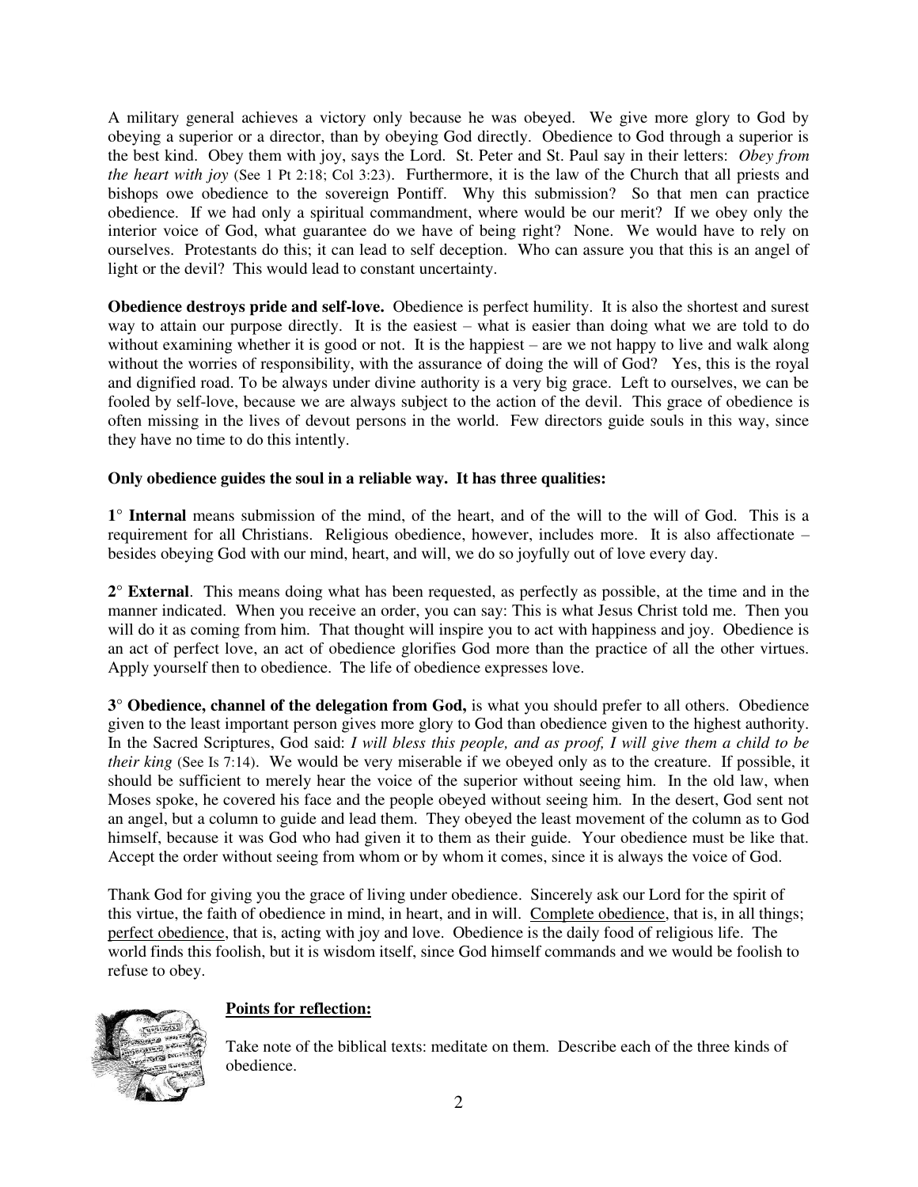A military general achieves a victory only because he was obeyed. We give more glory to God by obeying a superior or a director, than by obeying God directly. Obedience to God through a superior is the best kind. Obey them with joy, says the Lord. St. Peter and St. Paul say in their letters: *Obey from the heart with joy* (See 1 Pt 2:18; Col 3:23). Furthermore, it is the law of the Church that all priests and bishops owe obedience to the sovereign Pontiff. Why this submission? So that men can practice obedience. If we had only a spiritual commandment, where would be our merit? If we obey only the interior voice of God, what guarantee do we have of being right? None. We would have to rely on ourselves. Protestants do this; it can lead to self deception. Who can assure you that this is an angel of light or the devil? This would lead to constant uncertainty.

**Obedience destroys pride and self-love.** Obedience is perfect humility. It is also the shortest and surest way to attain our purpose directly. It is the easiest – what is easier than doing what we are told to do without examining whether it is good or not. It is the happiest – are we not happy to live and walk along without the worries of responsibility, with the assurance of doing the will of God? Yes, this is the royal and dignified road. To be always under divine authority is a very big grace. Left to ourselves, we can be fooled by self-love, because we are always subject to the action of the devil. This grace of obedience is often missing in the lives of devout persons in the world. Few directors guide souls in this way, since they have no time to do this intently.

**Only obedience guides the soul in a reliable way. It has three qualities:**

**1° Internal** means submission of the mind, of the heart, and of the will to the will of God. This is a requirement for all Christians. Religious obedience, however, includes more. It is also affectionate – besides obeying God with our mind, heart, and will, we do so joyfully out of love every day.

**2° External**. This means doing what has been requested, as perfectly as possible, at the time and in the manner indicated. When you receive an order, you can say: This is what Jesus Christ told me. Then you will do it as coming from him. That thought will inspire you to act with happiness and joy. Obedience is an act of perfect love, an act of obedience glorifies God more than the practice of all the other virtues. Apply yourself then to obedience. The life of obedience expresses love.

**3° Obedience, channel of the delegation from God,** is what you should prefer to all others. Obedience given to the least important person gives more glory to God than obedience given to the highest authority. In the Sacred Scriptures, God said: *I will bless this people, and as proof, I will give them a child to be their king* (See Is 7:14). We would be very miserable if we obeyed only as to the creature. If possible, it should be sufficient to merely hear the voice of the superior without seeing him. In the old law, when Moses spoke, he covered his face and the people obeyed without seeing him. In the desert, God sent not an angel, but a column to guide and lead them. They obeyed the least movement of the column as to God himself, because it was God who had given it to them as their guide. Your obedience must be like that. Accept the order without seeing from whom or by whom it comes, since it is always the voice of God.

Thank God for giving you the grace of living under obedience. Sincerely ask our Lord for the spirit of this virtue, the faith of obedience in mind, in heart, and in will. <u>Complete obedience</u>, that is, in all things; <u>perfect obedience</u>, that is, acting with joy and love. Obedience is the daily food of religious life. The world finds this foolish, but it is wisdom itself, since God himself commands and we would be foolish to refuse to obey.

**<u>Points for reflection:</u>**

Take note of the biblical texts: meditate on them. Describe each of the three kinds of obedience.